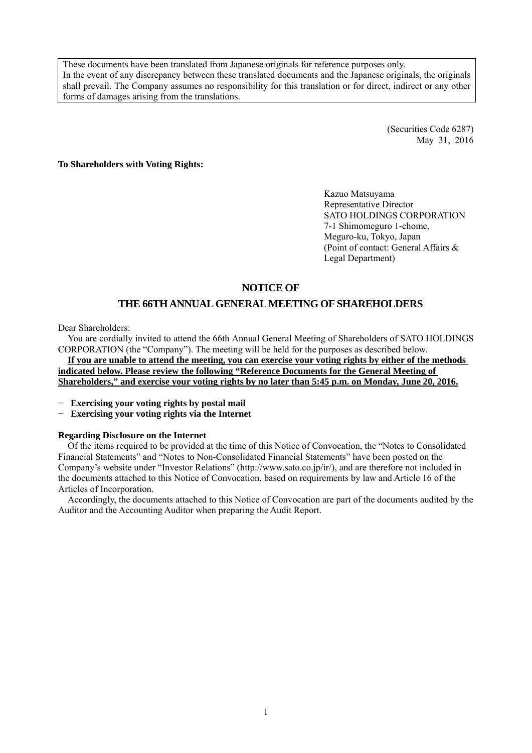These documents have been translated from Japanese originals for reference purposes only.
In the event of any discrepancy between these translated documents and the Japanese originals, the originals shall prevail. The Company assumes no responsibility for this translation or for direct, indirect or any other forms of damages arising from the translations.

(Securities Code 6287)
May 31, 2016

**To Shareholders with Voting Rights:**

Kazuo Matsuyama
Representative Director
SATO HOLDINGS CORPORATION
7-1 Shimomeguro 1-chome,
Meguro-ku, Tokyo, Japan
(Point of contact: General Affairs & Legal Department)

# NOTICE OF
# THE 66TH ANNUAL GENERAL MEETING OF SHAREHOLDERS

Dear Shareholders:

You are cordially invited to attend the 66th Annual General Meeting of Shareholders of SATO HOLDINGS CORPORATION (the "Company"). The meeting will be held for the purposes as described below.

**If you are unable to attend the meeting, you can exercise your voting rights by either of the methods indicated below. Please review the following "Reference Documents for the General Meeting of Shareholders," and exercise your voting rights by no later than 5:45 p.m. on Monday, June 20, 2016.**

- **Exercising your voting rights by postal mail**
- **Exercising your voting rights via the Internet**

**Regarding Disclosure on the Internet**

Of the items required to be provided at the time of this Notice of Convocation, the "Notes to Consolidated Financial Statements" and "Notes to Non-Consolidated Financial Statements" have been posted on the Company's website under "Investor Relations" (http://www.sato.co.jp/ir/), and are therefore not included in the documents attached to this Notice of Convocation, based on requirements by law and Article 16 of the Articles of Incorporation.

Accordingly, the documents attached to this Notice of Convocation are part of the documents audited by the Auditor and the Accounting Auditor when preparing the Audit Report.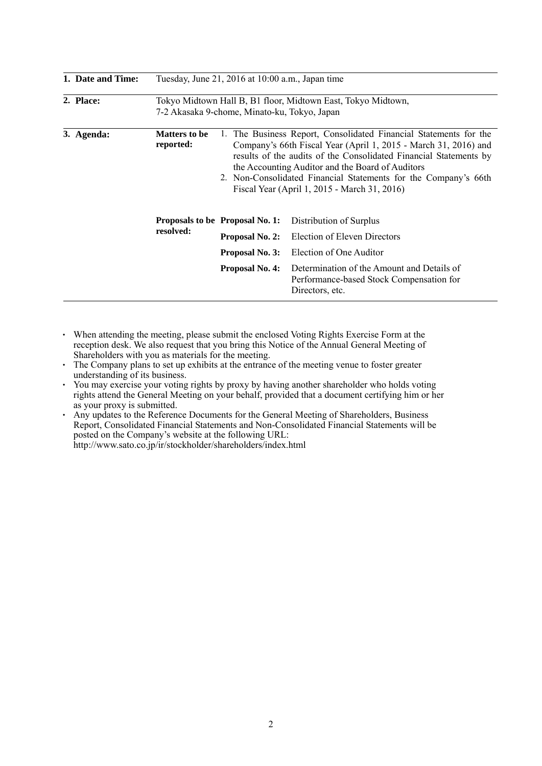| | | | |
|---|---|---|---|
| **1. Date and Time:** | Tuesday, June 21, 2016 at 10:00 a.m., Japan time | | |
| **2. Place:** | Tokyo Midtown Hall B, B1 floor, Midtown East, Tokyo Midtown,<br>7-2 Akasaka 9-chome, Minato-ku, Tokyo, Japan | | |
| **3. Agenda:** | **Matters to be reported:** | 1. The Business Report, Consolidated Financial Statements for the Company's 66th Fiscal Year (April 1, 2015 - March 31, 2016) and results of the audits of the Consolidated Financial Statements by the Accounting Auditor and the Board of Auditors<br>2. Non-Consolidated Financial Statements for the Company's 66th Fiscal Year (April 1, 2015 - March 31, 2016) | |
| | **Proposals to be resolved:** | **Proposal No. 1:** | Distribution of Surplus |
| | | **Proposal No. 2:** | Election of Eleven Directors |
| | | **Proposal No. 3:** | Election of One Auditor |
| | | **Proposal No. 4:** | Determination of the Amount and Details of Performance-based Stock Compensation for Directors, etc. |

- When attending the meeting, please submit the enclosed Voting Rights Exercise Form at the reception desk. We also request that you bring this Notice of the Annual General Meeting of Shareholders with you as materials for the meeting.
- The Company plans to set up exhibits at the entrance of the meeting venue to foster greater understanding of its business.
- You may exercise your voting rights by proxy by having another shareholder who holds voting rights attend the General Meeting on your behalf, provided that a document certifying him or her as your proxy is submitted.
- Any updates to the Reference Documents for the General Meeting of Shareholders, Business Report, Consolidated Financial Statements and Non-Consolidated Financial Statements will be posted on the Company's website at the following URL:
  http://www.sato.co.jp/ir/stockholder/shareholders/index.html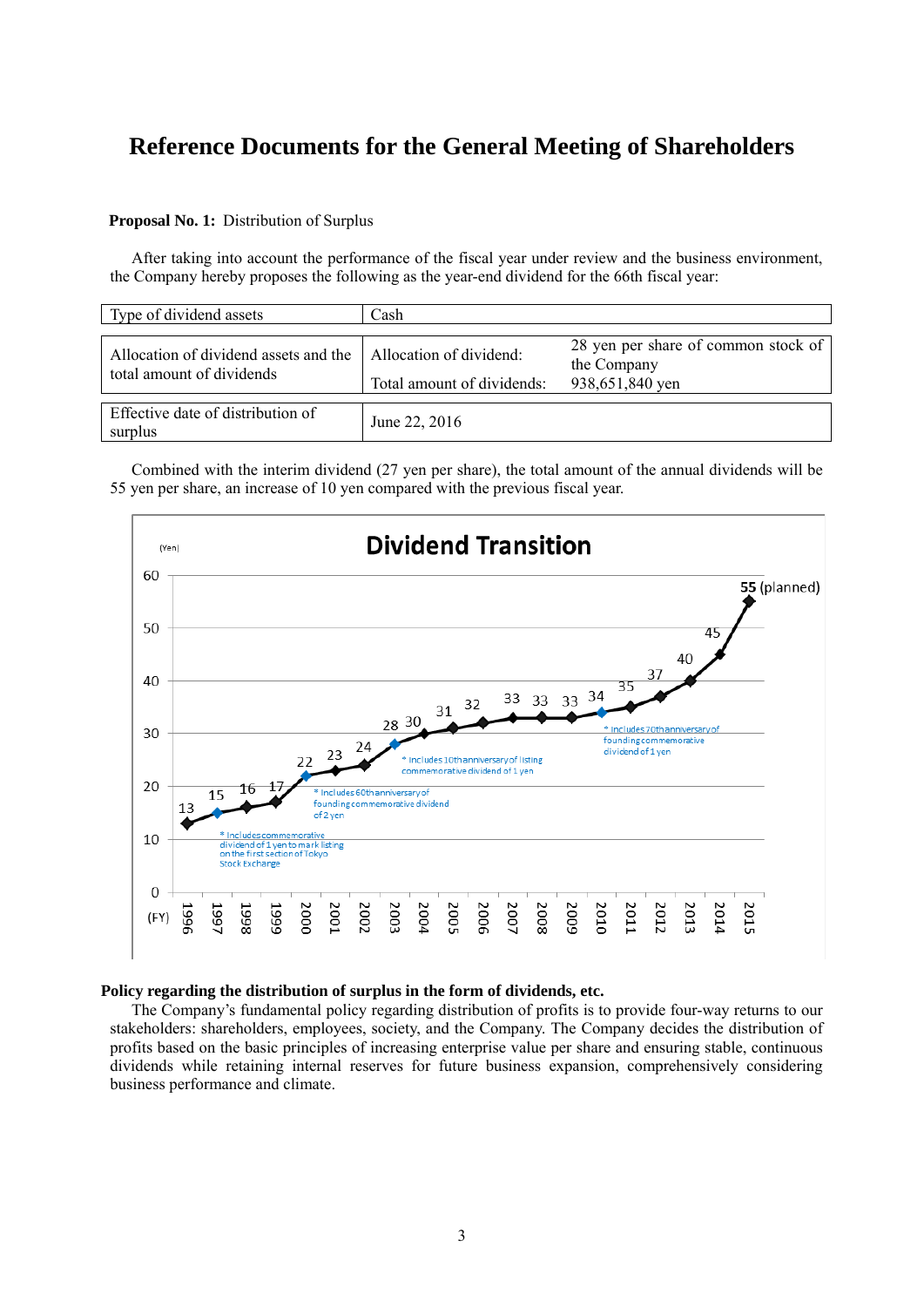# Reference Documents for the General Meeting of Shareholders

**Proposal No. 1:** Distribution of Surplus

After taking into account the performance of the fiscal year under review and the business environment, the Company hereby proposes the following as the year-end dividend for the 66th fiscal year:

| | | |
|---|---|---|
| Type of dividend assets | Cash | |
| Allocation of dividend assets and the total amount of dividends | Allocation of dividend: | 28 yen per share of common stock of the Company |
| | Total amount of dividends: | 938,651,840 yen |
| Effective date of distribution of surplus | June 22, 2016 | |

Combined with the interim dividend (27 yen per share), the total amount of the annual dividends will be 55 yen per share, an increase of 10 yen compared with the previous fiscal year.

Dividend Transition

(Yen)

60
50
40
30
20
10
0

(FY) 1996 1997 1998 1999 2000 2001 2002 2003 2004 2005 2006 2007 2008 2009 2010 2011 2012 2013 2014 2015

13 15 16 17 22 23 24 28 30 31 32 33 33 33 34 35 37 40 45 55 (planned)

* Includes commemorative dividend of 1 yen to mark listing on the first section of Tokyo Stock Exchange

* Includes 60th anniversary of founding commemorative dividend of 2 yen

* Includes 10th anniversary of listing commemorative dividend of 1 yen

* Includes 70th anniversary of founding commemorative dividend of 1 yen

**Policy regarding the distribution of surplus in the form of dividends, etc.**

The Company's fundamental policy regarding distribution of profits is to provide four-way returns to our stakeholders: shareholders, employees, society, and the Company. The Company decides the distribution of profits based on the basic principles of increasing enterprise value per share and ensuring stable, continuous dividends while retaining internal reserves for future business expansion, comprehensively considering business performance and climate.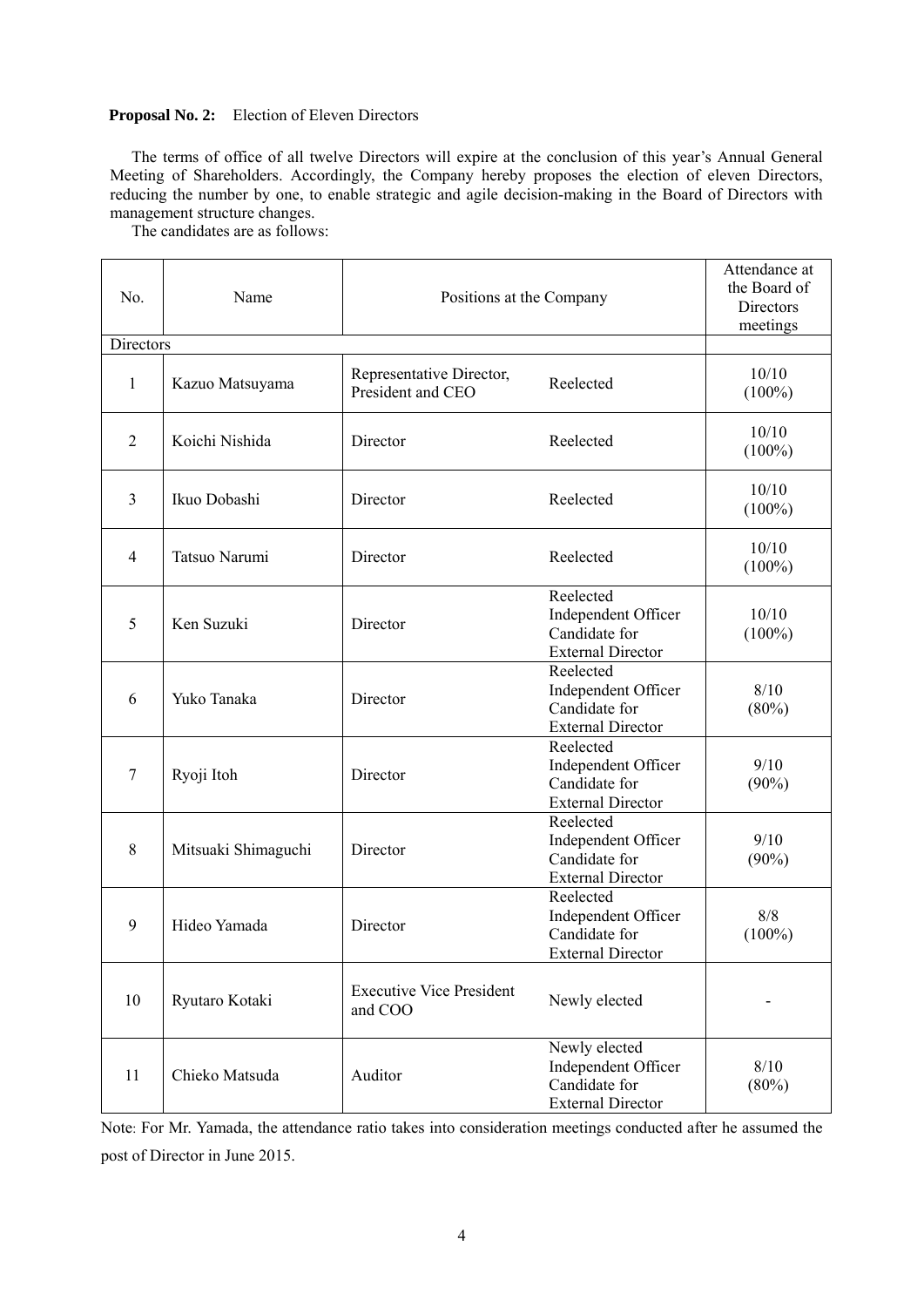**Proposal No. 2:** Election of Eleven Directors

The terms of office of all twelve Directors will expire at the conclusion of this year's Annual General Meeting of Shareholders. Accordingly, the Company hereby proposes the election of eleven Directors, reducing the number by one, to enable strategic and agile decision-making in the Board of Directors with management structure changes.

The candidates are as follows:

| No. | Name | Positions at the Company | | Attendance at the Board of Directors meetings |
|---|---|---|---|---|
| Directors | | | | |
| 1 | Kazuo Matsuyama | Representative Director, President and CEO | Reelected | 10/10 (100%) |
| 2 | Koichi Nishida | Director | Reelected | 10/10 (100%) |
| 3 | Ikuo Dobashi | Director | Reelected | 10/10 (100%) |
| 4 | Tatsuo Narumi | Director | Reelected | 10/10 (100%) |
| 5 | Ken Suzuki | Director | Reelected Independent Officer Candidate for External Director | 10/10 (100%) |
| 6 | Yuko Tanaka | Director | Reelected Independent Officer Candidate for External Director | 8/10 (80%) |
| 7 | Ryoji Itoh | Director | Reelected Independent Officer Candidate for External Director | 9/10 (90%) |
| 8 | Mitsuaki Shimaguchi | Director | Reelected Independent Officer Candidate for External Director | 9/10 (90%) |
| 9 | Hideo Yamada | Director | Reelected Independent Officer Candidate for External Director | 8/8 (100%) |
| 10 | Ryutaro Kotaki | Executive Vice President and COO | Newly elected | - |
| 11 | Chieko Matsuda | Auditor | Newly elected Independent Officer Candidate for External Director | 8/10 (80%) |

Note: For Mr. Yamada, the attendance ratio takes into consideration meetings conducted after he assumed the post of Director in June 2015.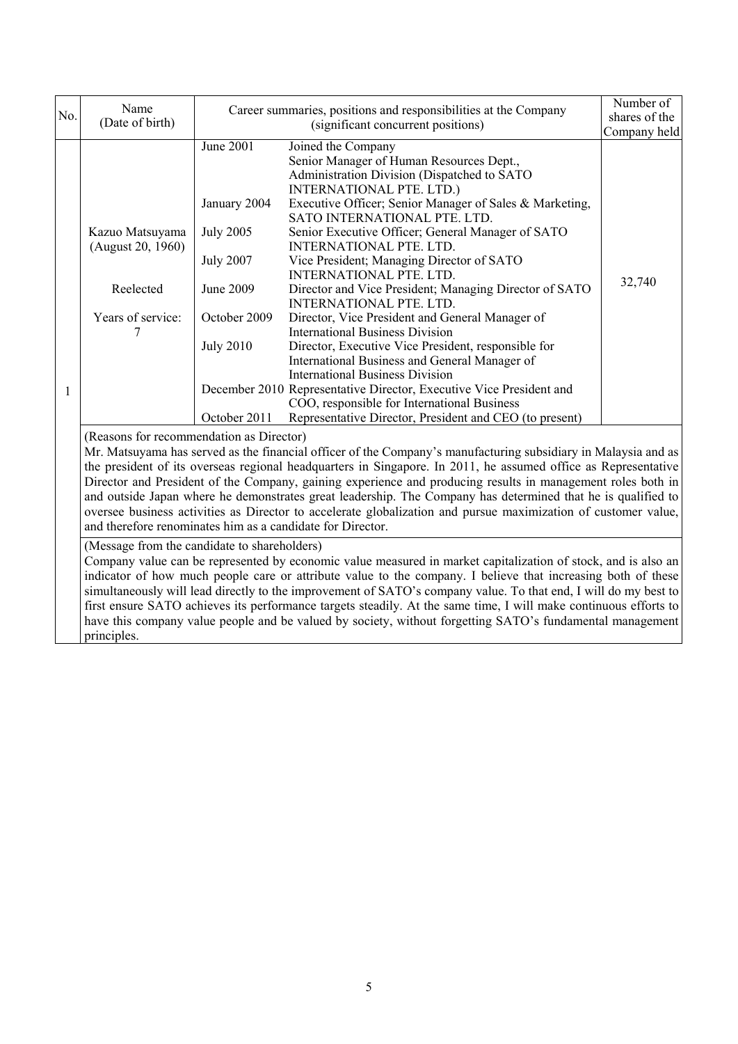| No. | Name (Date of birth) | Career summaries, positions and responsibilities at the Company (significant concurrent positions) | | Number of shares of the Company held |
|---|---|---|---|---|
| 1 | Kazuo Matsuyama (August 20, 1960)<br><br>Reelected<br><br>Years of service: 7 | June 2001 | Joined the Company<br>Senior Manager of Human Resources Dept., Administration Division (Dispatched to SATO INTERNATIONAL PTE. LTD.) | 32,740 |
| | | January 2004 | Executive Officer; Senior Manager of Sales & Marketing, SATO INTERNATIONAL PTE. LTD. | |
| | | July 2005 | Senior Executive Officer; General Manager of SATO INTERNATIONAL PTE. LTD. | |
| | | July 2007 | Vice President; Managing Director of SATO INTERNATIONAL PTE. LTD. | |
| | | June 2009 | Director and Vice President; Managing Director of SATO INTERNATIONAL PTE. LTD. | |
| | | October 2009 | Director, Vice President and General Manager of International Business Division | |
| | | July 2010 | Director, Executive Vice President, responsible for International Business and General Manager of International Business Division | |
| | | December 2010 | Representative Director, Executive Vice President and COO, responsible for International Business | |
| | | October 2011 | Representative Director, President and CEO (to present) | |

(Reasons for recommendation as Director)

Mr. Matsuyama has served as the financial officer of the Company's manufacturing subsidiary in Malaysia and as the president of its overseas regional headquarters in Singapore. In 2011, he assumed office as Representative Director and President of the Company, gaining experience and producing results in management roles both in and outside Japan where he demonstrates great leadership. The Company has determined that he is qualified to oversee business activities as Director to accelerate globalization and pursue maximization of customer value, and therefore renominates him as a candidate for Director.

(Message from the candidate to shareholders)

Company value can be represented by economic value measured in market capitalization of stock, and is also an indicator of how much people care or attribute value to the company. I believe that increasing both of these simultaneously will lead directly to the improvement of SATO's company value. To that end, I will do my best to first ensure SATO achieves its performance targets steadily. At the same time, I will make continuous efforts to have this company value people and be valued by society, without forgetting SATO's fundamental management principles.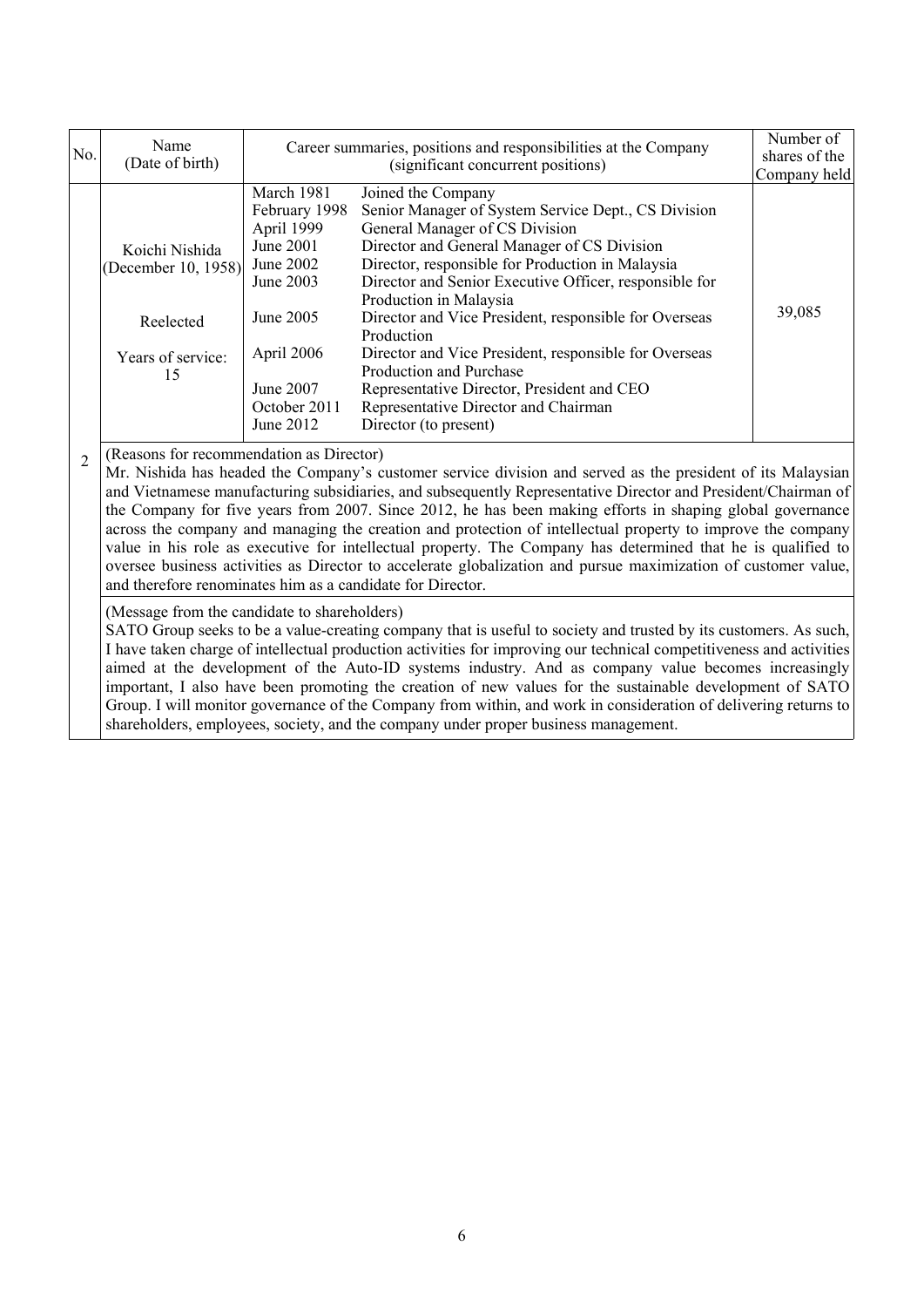| No. | Name (Date of birth) | Career summaries, positions and responsibilities at the Company (significant concurrent positions) | | Number of shares of the Company held |
|---|---|---|---|---|
| 2 | Koichi Nishida (December 10, 1958)<br><br>Reelected<br><br>Years of service: 15 | March 1981<br>February 1998<br>April 1999<br>June 2001<br>June 2002<br>June 2003<br><br>June 2005<br><br>April 2006<br><br>June 2007<br>October 2011<br>June 2012 | Joined the Company<br>Senior Manager of System Service Dept., CS Division<br>General Manager of CS Division<br>Director and General Manager of CS Division<br>Director, responsible for Production in Malaysia<br>Director and Senior Executive Officer, responsible for Production in Malaysia<br>Director and Vice President, responsible for Overseas Production<br>Director and Vice President, responsible for Overseas Production and Purchase<br>Representative Director, President and CEO<br>Representative Director and Chairman<br>Director (to present) | 39,085 |
| | (Reasons for recommendation as Director)<br>Mr. Nishida has headed the Company's customer service division and served as the president of its Malaysian and Vietnamese manufacturing subsidiaries, and subsequently Representative Director and President/Chairman of the Company for five years from 2007. Since 2012, he has been making efforts in shaping global governance across the company and managing the creation and protection of intellectual property to improve the company value in his role as executive for intellectual property. The Company has determined that he is qualified to oversee business activities as Director to accelerate globalization and pursue maximization of customer value, and therefore renominates him as a candidate for Director. | | | |
| | (Message from the candidate to shareholders)<br>SATO Group seeks to be a value-creating company that is useful to society and trusted by its customers. As such, I have taken charge of intellectual production activities for improving our technical competitiveness and activities aimed at the development of the Auto-ID systems industry. And as company value becomes increasingly important, I also have been promoting the creation of new values for the sustainable development of SATO Group. I will monitor governance of the Company from within, and work in consideration of delivering returns to shareholders, employees, society, and the company under proper business management. | | | |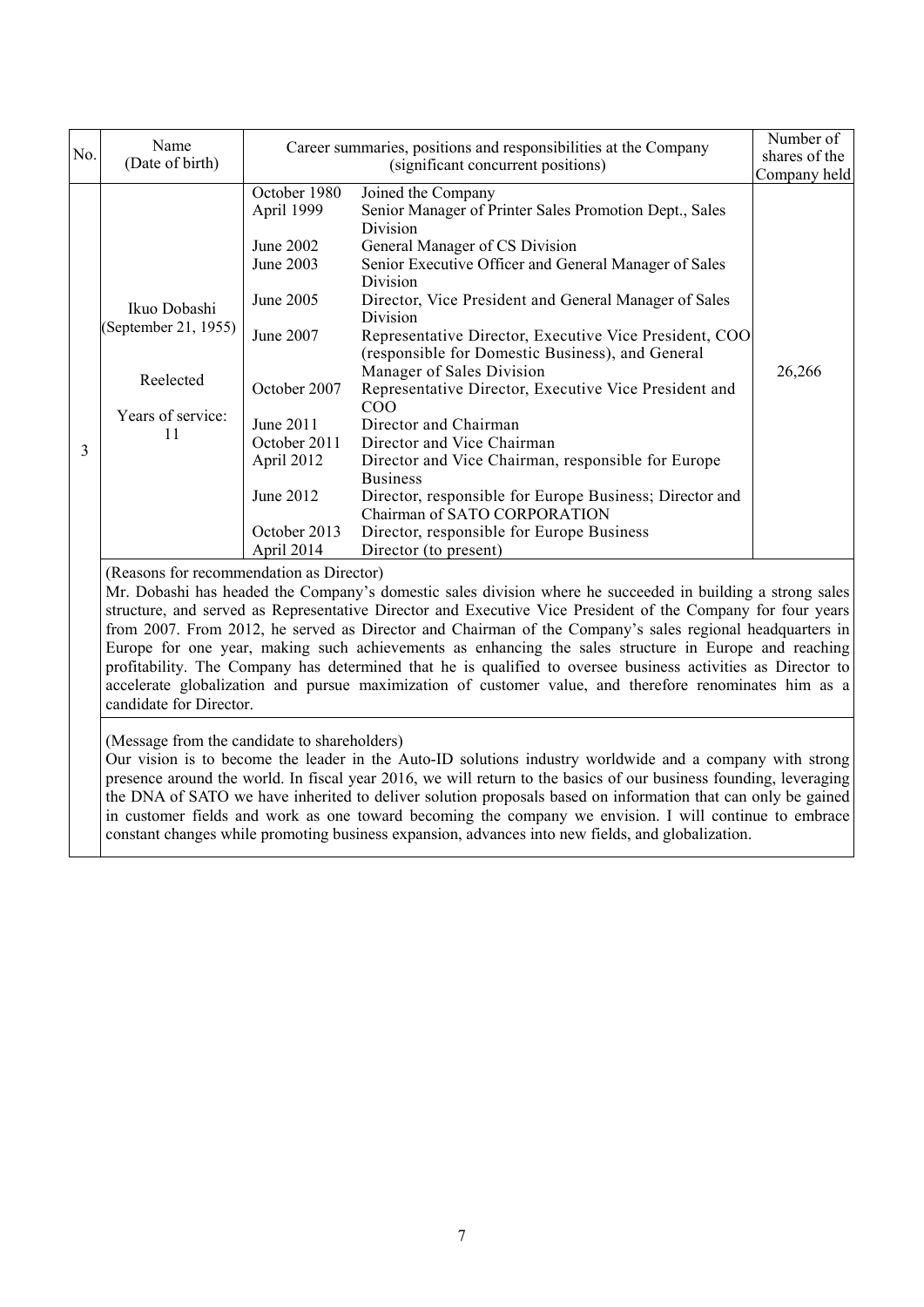| No. | Name (Date of birth) | Career summaries, positions and responsibilities at the Company (significant concurrent positions) | | Number of shares of the Company held |
|---|---|---|---|---|
| 3 | Ikuo Dobashi (September 21, 1955)<br><br>Reelected<br><br>Years of service: 11 | October 1980 | Joined the Company | 26,266 |
| | | April 1999 | Senior Manager of Printer Sales Promotion Dept., Sales Division | |
| | | June 2002 | General Manager of CS Division | |
| | | June 2003 | Senior Executive Officer and General Manager of Sales Division | |
| | | June 2005 | Director, Vice President and General Manager of Sales Division | |
| | | June 2007 | Representative Director, Executive Vice President, COO (responsible for Domestic Business), and General Manager of Sales Division | |
| | | October 2007 | Representative Director, Executive Vice President and COO | |
| | | June 2011 | Director and Chairman | |
| | | October 2011 | Director and Vice Chairman | |
| | | April 2012 | Director and Vice Chairman, responsible for Europe Business | |
| | | June 2012 | Director, responsible for Europe Business; Director and Chairman of SATO CORPORATION | |
| | | October 2013 | Director, responsible for Europe Business | |
| | | April 2014 | Director (to present) | |

(Reasons for recommendation as Director)
Mr. Dobashi has headed the Company's domestic sales division where he succeeded in building a strong sales structure, and served as Representative Director and Executive Vice President of the Company for four years from 2007. From 2012, he served as Director and Chairman of the Company's sales regional headquarters in Europe for one year, making such achievements as enhancing the sales structure in Europe and reaching profitability. The Company has determined that he is qualified to oversee business activities as Director to accelerate globalization and pursue maximization of customer value, and therefore renominates him as a candidate for Director.

(Message from the candidate to shareholders)
Our vision is to become the leader in the Auto-ID solutions industry worldwide and a company with strong presence around the world. In fiscal year 2016, we will return to the basics of our business founding, leveraging the DNA of SATO we have inherited to deliver solution proposals based on information that can only be gained in customer fields and work as one toward becoming the company we envision. I will continue to embrace constant changes while promoting business expansion, advances into new fields, and globalization.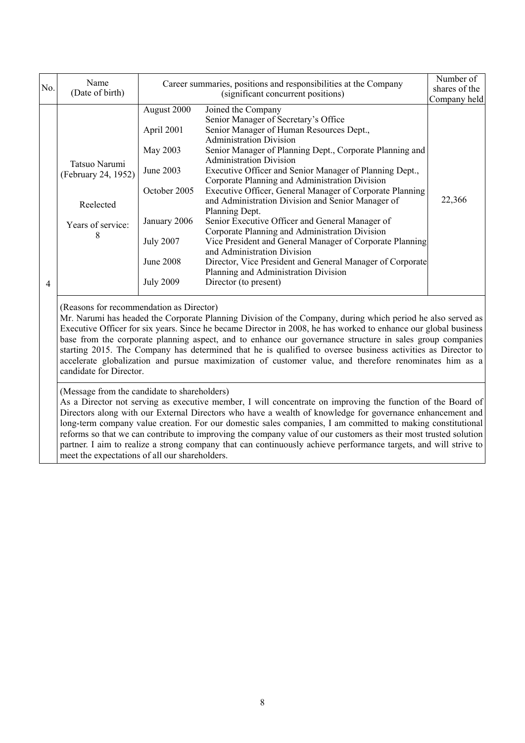| No. | Name (Date of birth) | Career summaries, positions and responsibilities at the Company (significant concurrent positions) | | Number of shares of the Company held |
|---|---|---|---|---|
| 4 | Tatsuo Narumi (February 24, 1952)<br><br>Reelected<br><br>Years of service: 8 | August 2000 | Joined the Company<br>Senior Manager of Secretary's Office | 22,366 |
| | | April 2001 | Senior Manager of Human Resources Dept., Administration Division | |
| | | May 2003 | Senior Manager of Planning Dept., Corporate Planning and Administration Division | |
| | | June 2003 | Executive Officer and Senior Manager of Planning Dept., Corporate Planning and Administration Division | |
| | | October 2005 | Executive Officer, General Manager of Corporate Planning and Administration Division and Senior Manager of Planning Dept. | |
| | | January 2006 | Senior Executive Officer and General Manager of Corporate Planning and Administration Division | |
| | | July 2007 | Vice President and General Manager of Corporate Planning and Administration Division | |
| | | June 2008 | Director, Vice President and General Manager of Corporate Planning and Administration Division | |
| | | July 2009 | Director (to present) | |

(Reasons for recommendation as Director)

Mr. Narumi has headed the Corporate Planning Division of the Company, during which period he also served as Executive Officer for six years. Since he became Director in 2008, he has worked to enhance our global business base from the corporate planning aspect, and to enhance our governance structure in sales group companies starting 2015. The Company has determined that he is qualified to oversee business activities as Director to accelerate globalization and pursue maximization of customer value, and therefore renominates him as a candidate for Director.

(Message from the candidate to shareholders)

As a Director not serving as executive member, I will concentrate on improving the function of the Board of Directors along with our External Directors who have a wealth of knowledge for governance enhancement and long-term company value creation. For our domestic sales companies, I am committed to making constitutional reforms so that we can contribute to improving the company value of our customers as their most trusted solution partner. I aim to realize a strong company that can continuously achieve performance targets, and will strive to meet the expectations of all our shareholders.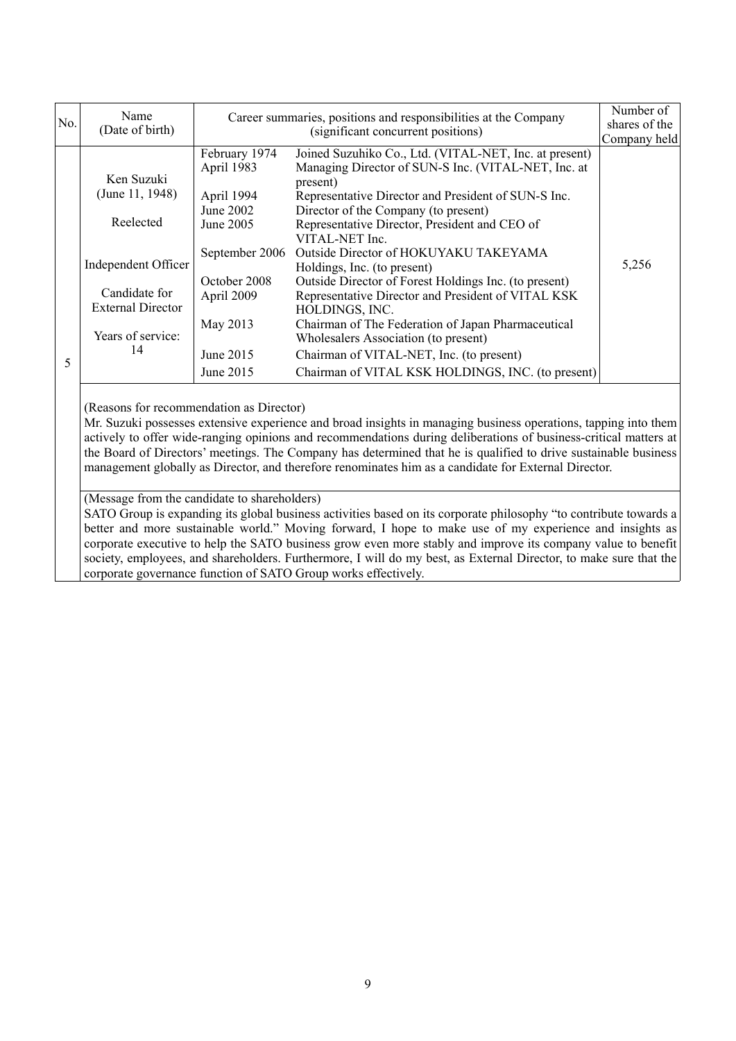| No. | Name (Date of birth) | Career summaries, positions and responsibilities at the Company (significant concurrent positions) | | Number of shares of the Company held |
|---|---|---|---|---|
| 5 | Ken Suzuki (June 11, 1948)<br><br>Reelected<br><br>Independent Officer<br><br>Candidate for External Director<br><br>Years of service: 14 | February 1974 | Joined Suzuhiko Co., Ltd. (VITAL-NET, Inc. at present) | 5,256 |
| | | April 1983 | Managing Director of SUN-S Inc. (VITAL-NET, Inc. at present) | |
| | | April 1994 | Representative Director and President of SUN-S Inc. | |
| | | June 2002 | Director of the Company (to present) | |
| | | June 2005 | Representative Director, President and CEO of VITAL-NET Inc. | |
| | | September 2006 | Outside Director of HOKUYAKU TAKEYAMA Holdings, Inc. (to present) | |
| | | October 2008 | Outside Director of Forest Holdings Inc. (to present) | |
| | | April 2009 | Representative Director and President of VITAL KSK HOLDINGS, INC. | |
| | | May 2013 | Chairman of The Federation of Japan Pharmaceutical Wholesalers Association (to present) | |
| | | June 2015 | Chairman of VITAL-NET, Inc. (to present) | |
| | | June 2015 | Chairman of VITAL KSK HOLDINGS, INC. (to present) | |

(Reasons for recommendation as Director)

Mr. Suzuki possesses extensive experience and broad insights in managing business operations, tapping into them actively to offer wide-ranging opinions and recommendations during deliberations of business-critical matters at the Board of Directors' meetings. The Company has determined that he is qualified to drive sustainable business management globally as Director, and therefore renominates him as a candidate for External Director.

(Message from the candidate to shareholders)

SATO Group is expanding its global business activities based on its corporate philosophy "to contribute towards a better and more sustainable world." Moving forward, I hope to make use of my experience and insights as corporate executive to help the SATO business grow even more stably and improve its company value to benefit society, employees, and shareholders. Furthermore, I will do my best, as External Director, to make sure that the corporate governance function of SATO Group works effectively.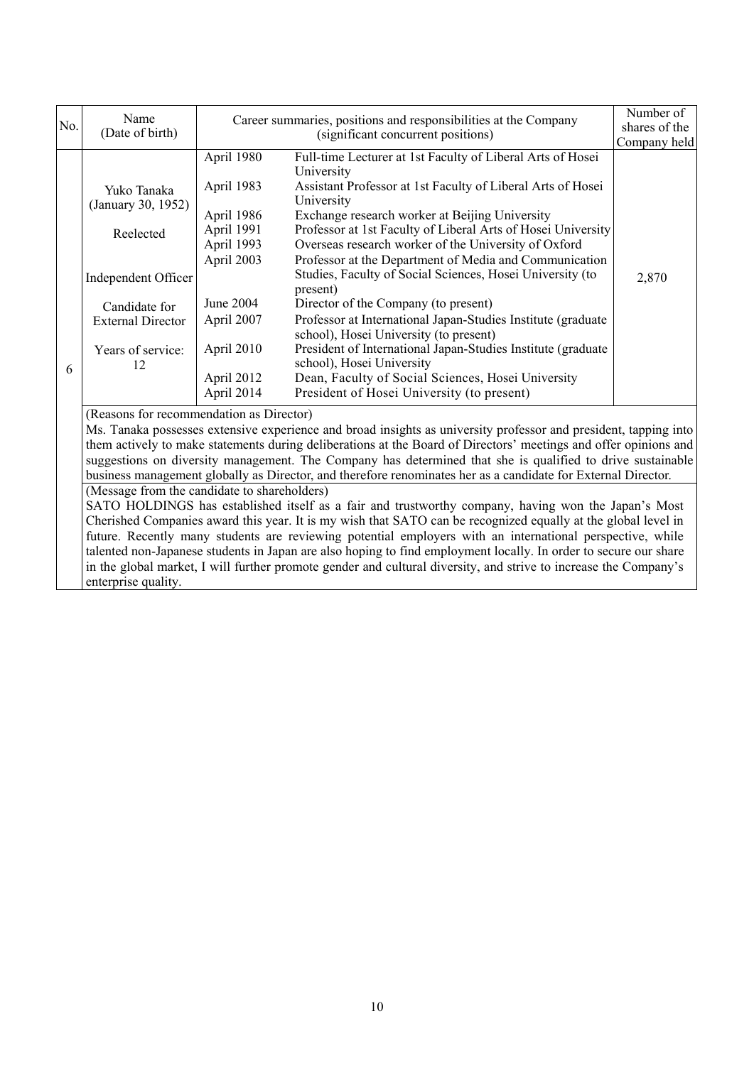| No. | Name (Date of birth) | Career summaries, positions and responsibilities at the Company (significant concurrent positions) | | Number of shares of the Company held |
|---|---|---|---|---|
| 6 | Yuko Tanaka (January 30, 1952)<br><br>Reelected<br><br>Independent Officer<br><br>Candidate for External Director<br><br>Years of service: 12 | April 1980 | Full-time Lecturer at 1st Faculty of Liberal Arts of Hosei University | 2,870 |
| | | April 1983 | Assistant Professor at 1st Faculty of Liberal Arts of Hosei University | |
| | | April 1986 | Exchange research worker at Beijing University | |
| | | April 1991 | Professor at 1st Faculty of Liberal Arts of Hosei University | |
| | | April 1993 | Overseas research worker of the University of Oxford | |
| | | April 2003 | Professor at the Department of Media and Communication Studies, Faculty of Social Sciences, Hosei University (to present) | |
| | | June 2004 | Director of the Company (to present) | |
| | | April 2007 | Professor at International Japan-Studies Institute (graduate school), Hosei University (to present) | |
| | | April 2010 | President of International Japan-Studies Institute (graduate school), Hosei University | |
| | | April 2012 | Dean, Faculty of Social Sciences, Hosei University | |
| | | April 2014 | President of Hosei University (to present) | |

(Reasons for recommendation as Director)

Ms. Tanaka possesses extensive experience and broad insights as university professor and president, tapping into them actively to make statements during deliberations at the Board of Directors' meetings and offer opinions and suggestions on diversity management. The Company has determined that she is qualified to drive sustainable business management globally as Director, and therefore renominates her as a candidate for External Director.

(Message from the candidate to shareholders)

SATO HOLDINGS has established itself as a fair and trustworthy company, having won the Japan's Most Cherished Companies award this year. It is my wish that SATO can be recognized equally at the global level in future. Recently many students are reviewing potential employers with an international perspective, while talented non-Japanese students in Japan are also hoping to find employment locally. In order to secure our share in the global market, I will further promote gender and cultural diversity, and strive to increase the Company's enterprise quality.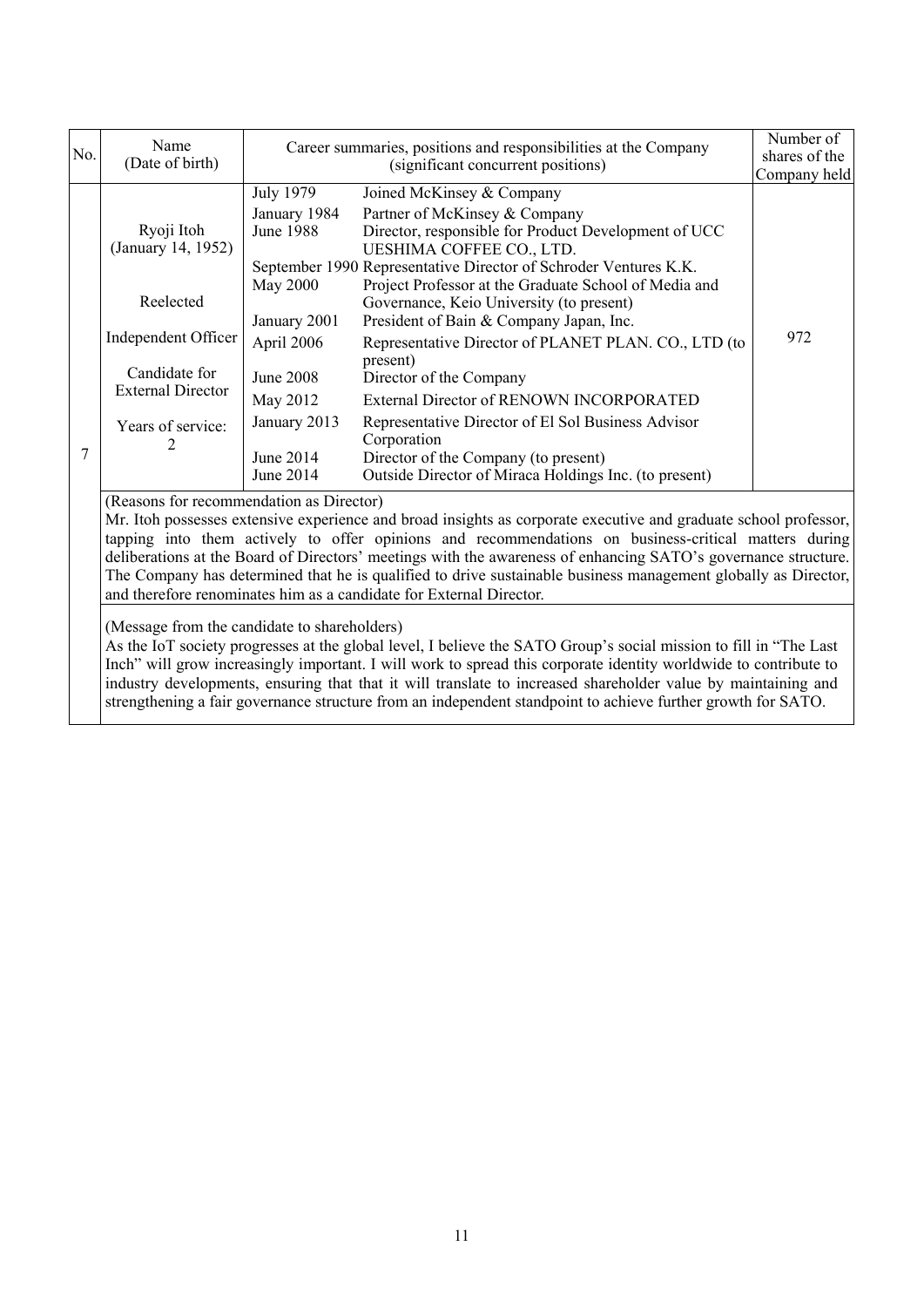| No. | Name (Date of birth) | Career summaries, positions and responsibilities at the Company (significant concurrent positions) | | Number of shares of the Company held |
|---|---|---|---|---|
| 7 | Ryoji Itoh (January 14, 1952)<br><br>Reelected<br><br>Independent Officer<br><br>Candidate for External Director<br><br>Years of service: 2 | July 1979 | Joined McKinsey & Company | 972 |
| | | January 1984 | Partner of McKinsey & Company | |
| | | June 1988 | Director, responsible for Product Development of UCC UESHIMA COFFEE CO., LTD. | |
| | | September 1990 | Representative Director of Schroder Ventures K.K. | |
| | | May 2000 | Project Professor at the Graduate School of Media and Governance, Keio University (to present) | |
| | | January 2001 | President of Bain & Company Japan, Inc. | |
| | | April 2006 | Representative Director of PLANET PLAN. CO., LTD (to present) | |
| | | June 2008 | Director of the Company | |
| | | May 2012 | External Director of RENOWN INCORPORATED | |
| | | January 2013 | Representative Director of El Sol Business Advisor Corporation | |
| | | June 2014 | Director of the Company (to present) | |
| | | June 2014 | Outside Director of Miraca Holdings Inc. (to present) | |

(Reasons for recommendation as Director)

Mr. Itoh possesses extensive experience and broad insights as corporate executive and graduate school professor, tapping into them actively to offer opinions and recommendations on business-critical matters during deliberations at the Board of Directors' meetings with the awareness of enhancing SATO's governance structure. The Company has determined that he is qualified to drive sustainable business management globally as Director, and therefore renominates him as a candidate for External Director.

(Message from the candidate to shareholders)

As the IoT society progresses at the global level, I believe the SATO Group's social mission to fill in "The Last Inch" will grow increasingly important. I will work to spread this corporate identity worldwide to contribute to industry developments, ensuring that that it will translate to increased shareholder value by maintaining and strengthening a fair governance structure from an independent standpoint to achieve further growth for SATO.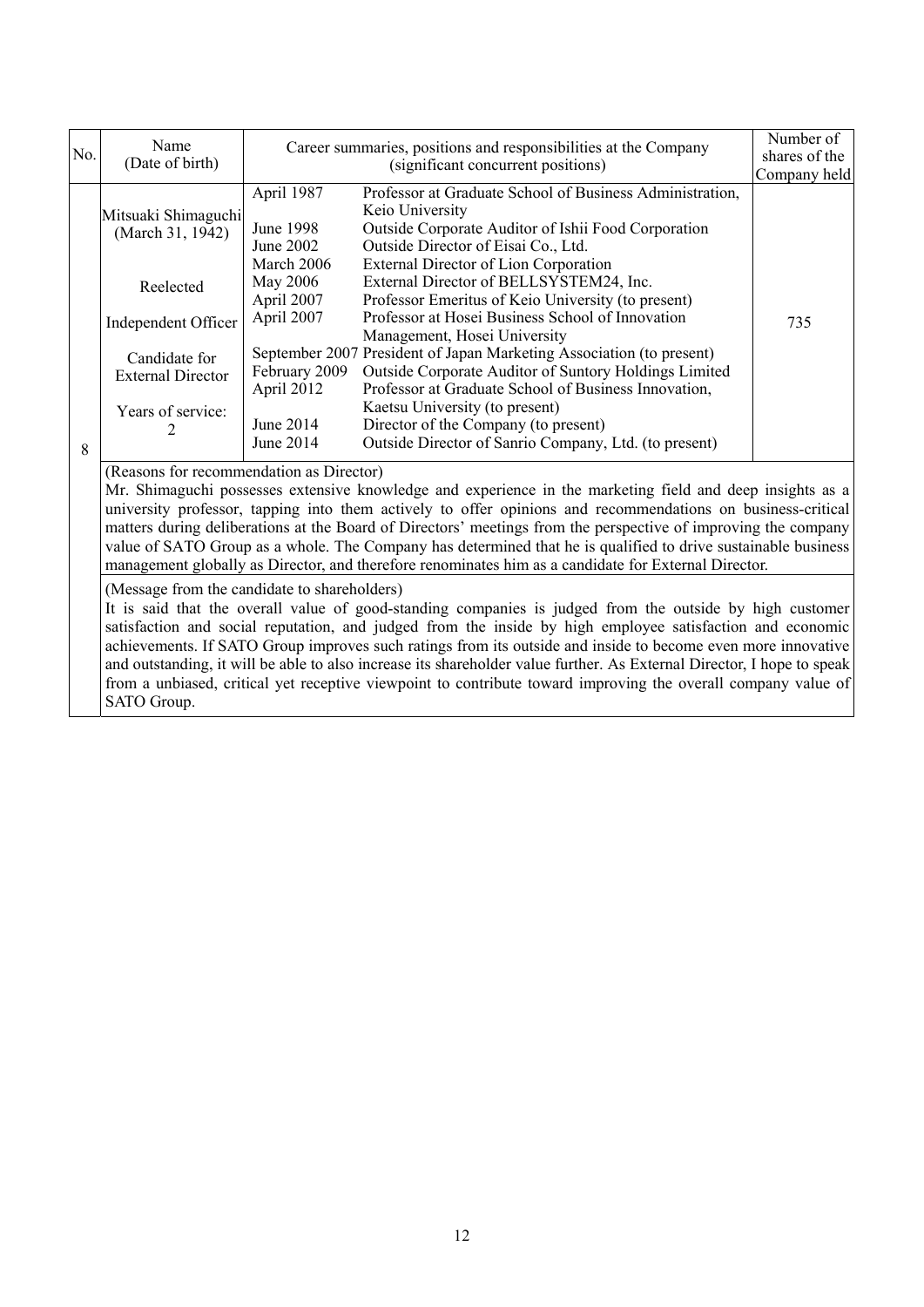| No. | Name (Date of birth) | Career summaries, positions and responsibilities at the Company (significant concurrent positions) | | Number of shares of the Company held |
|---|---|---|---|---|
| 8 | Mitsuaki Shimaguchi (March 31, 1942)<br><br>Reelected<br><br>Independent Officer<br><br>Candidate for External Director<br><br>Years of service: 2 | April 1987 | Professor at Graduate School of Business Administration, Keio University | 735 |
| | | June 1998 | Outside Corporate Auditor of Ishii Food Corporation | |
| | | June 2002 | Outside Director of Eisai Co., Ltd. | |
| | | March 2006 | External Director of Lion Corporation | |
| | | May 2006 | External Director of BELLSYSTEM24, Inc. | |
| | | April 2007 | Professor Emeritus of Keio University (to present) | |
| | | April 2007 | Professor at Hosei Business School of Innovation Management, Hosei University | |
| | | September 2007 | President of Japan Marketing Association (to present) | |
| | | February 2009 | Outside Corporate Auditor of Suntory Holdings Limited | |
| | | April 2012 | Professor at Graduate School of Business Innovation, Kaetsu University (to present) | |
| | | June 2014 | Director of the Company (to present) | |
| | | June 2014 | Outside Director of Sanrio Company, Ltd. (to present) | |

(Reasons for recommendation as Director)

Mr. Shimaguchi possesses extensive knowledge and experience in the marketing field and deep insights as a university professor, tapping into them actively to offer opinions and recommendations on business-critical matters during deliberations at the Board of Directors' meetings from the perspective of improving the company value of SATO Group as a whole. The Company has determined that he is qualified to drive sustainable business management globally as Director, and therefore renominates him as a candidate for External Director.

(Message from the candidate to shareholders)

It is said that the overall value of good-standing companies is judged from the outside by high customer satisfaction and social reputation, and judged from the inside by high employee satisfaction and economic achievements. If SATO Group improves such ratings from its outside and inside to become even more innovative and outstanding, it will be able to also increase its shareholder value further. As External Director, I hope to speak from a unbiased, critical yet receptive viewpoint to contribute toward improving the overall company value of SATO Group.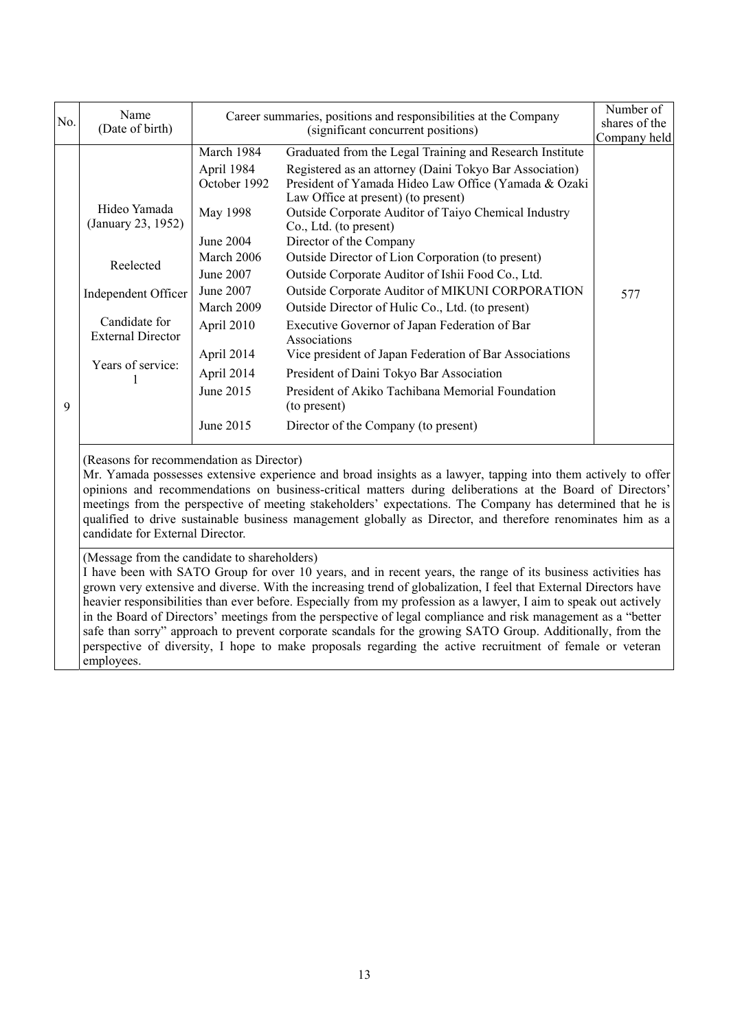| No. | Name (Date of birth) | Career summaries, positions and responsibilities at the Company (significant concurrent positions) | | Number of shares of the Company held |
|---|---|---|---|---|
| 9 | Hideo Yamada (January 23, 1952)<br><br>Reelected<br><br>Independent Officer<br><br>Candidate for External Director<br><br>Years of service: 1 | March 1984 | Graduated from the Legal Training and Research Institute | 577 |
| | | April 1984 | Registered as an attorney (Daini Tokyo Bar Association) | |
| | | October 1992 | President of Yamada Hideo Law Office (Yamada & Ozaki Law Office at present) (to present) | |
| | | May 1998 | Outside Corporate Auditor of Taiyo Chemical Industry Co., Ltd. (to present) | |
| | | June 2004 | Director of the Company | |
| | | March 2006 | Outside Director of Lion Corporation (to present) | |
| | | June 2007 | Outside Corporate Auditor of Ishii Food Co., Ltd. | |
| | | June 2007 | Outside Corporate Auditor of MIKUNI CORPORATION | |
| | | March 2009 | Outside Director of Hulic Co., Ltd. (to present) | |
| | | April 2010 | Executive Governor of Japan Federation of Bar Associations | |
| | | April 2014 | Vice president of Japan Federation of Bar Associations | |
| | | April 2014 | President of Daini Tokyo Bar Association | |
| | | June 2015 | President of Akiko Tachibana Memorial Foundation (to present) | |
| | | June 2015 | Director of the Company (to present) | |

(Reasons for recommendation as Director)
Mr. Yamada possesses extensive experience and broad insights as a lawyer, tapping into them actively to offer opinions and recommendations on business-critical matters during deliberations at the Board of Directors' meetings from the perspective of meeting stakeholders' expectations. The Company has determined that he is qualified to drive sustainable business management globally as Director, and therefore renominates him as a candidate for External Director.

(Message from the candidate to shareholders)
I have been with SATO Group for over 10 years, and in recent years, the range of its business activities has grown very extensive and diverse. With the increasing trend of globalization, I feel that External Directors have heavier responsibilities than ever before. Especially from my profession as a lawyer, I aim to speak out actively in the Board of Directors' meetings from the perspective of legal compliance and risk management as a "better safe than sorry" approach to prevent corporate scandals for the growing SATO Group. Additionally, from the perspective of diversity, I hope to make proposals regarding the active recruitment of female or veteran employees.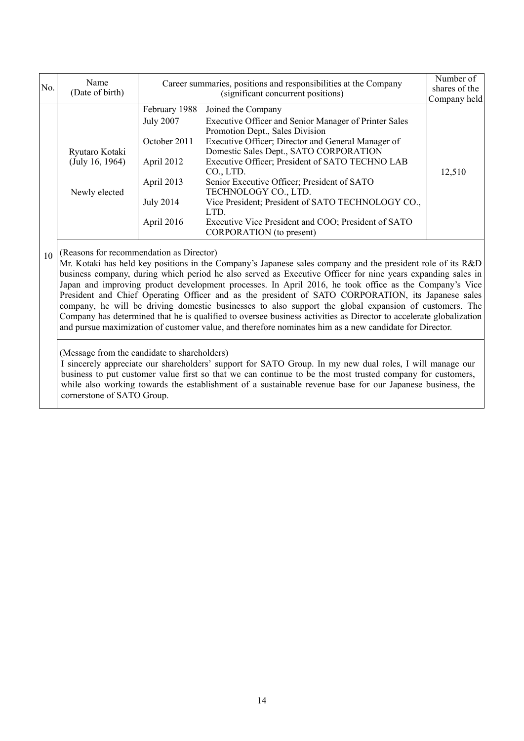| No. | Name (Date of birth) | Career summaries, positions and responsibilities at the Company (significant concurrent positions) | | Number of shares of the Company held |
|---|---|---|---|---|
| 10 | Ryutaro Kotaki (July 16, 1964)<br><br>Newly elected | February 1988 | Joined the Company | 12,510 |
| | | July 2007 | Executive Officer and Senior Manager of Printer Sales Promotion Dept., Sales Division | |
| | | October 2011 | Executive Officer; Director and General Manager of Domestic Sales Dept., SATO CORPORATION | |
| | | April 2012 | Executive Officer; President of SATO TECHNO LAB CO., LTD. | |
| | | April 2013 | Senior Executive Officer; President of SATO TECHNOLOGY CO., LTD. | |
| | | July 2014 | Vice President; President of SATO TECHNOLOGY CO., LTD. | |
| | | April 2016 | Executive Vice President and COO; President of SATO CORPORATION (to present) | |

(Reasons for recommendation as Director)

Mr. Kotaki has held key positions in the Company's Japanese sales company and the president role of its R&D business company, during which period he also served as Executive Officer for nine years expanding sales in Japan and improving product development processes. In April 2016, he took office as the Company's Vice President and Chief Operating Officer and as the president of SATO CORPORATION, its Japanese sales company, he will be driving domestic businesses to also support the global expansion of customers. The Company has determined that he is qualified to oversee business activities as Director to accelerate globalization and pursue maximization of customer value, and therefore nominates him as a new candidate for Director.

(Message from the candidate to shareholders)

I sincerely appreciate our shareholders' support for SATO Group. In my new dual roles, I will manage our business to put customer value first so that we can continue to be the most trusted company for customers, while also working towards the establishment of a sustainable revenue base for our Japanese business, the cornerstone of SATO Group.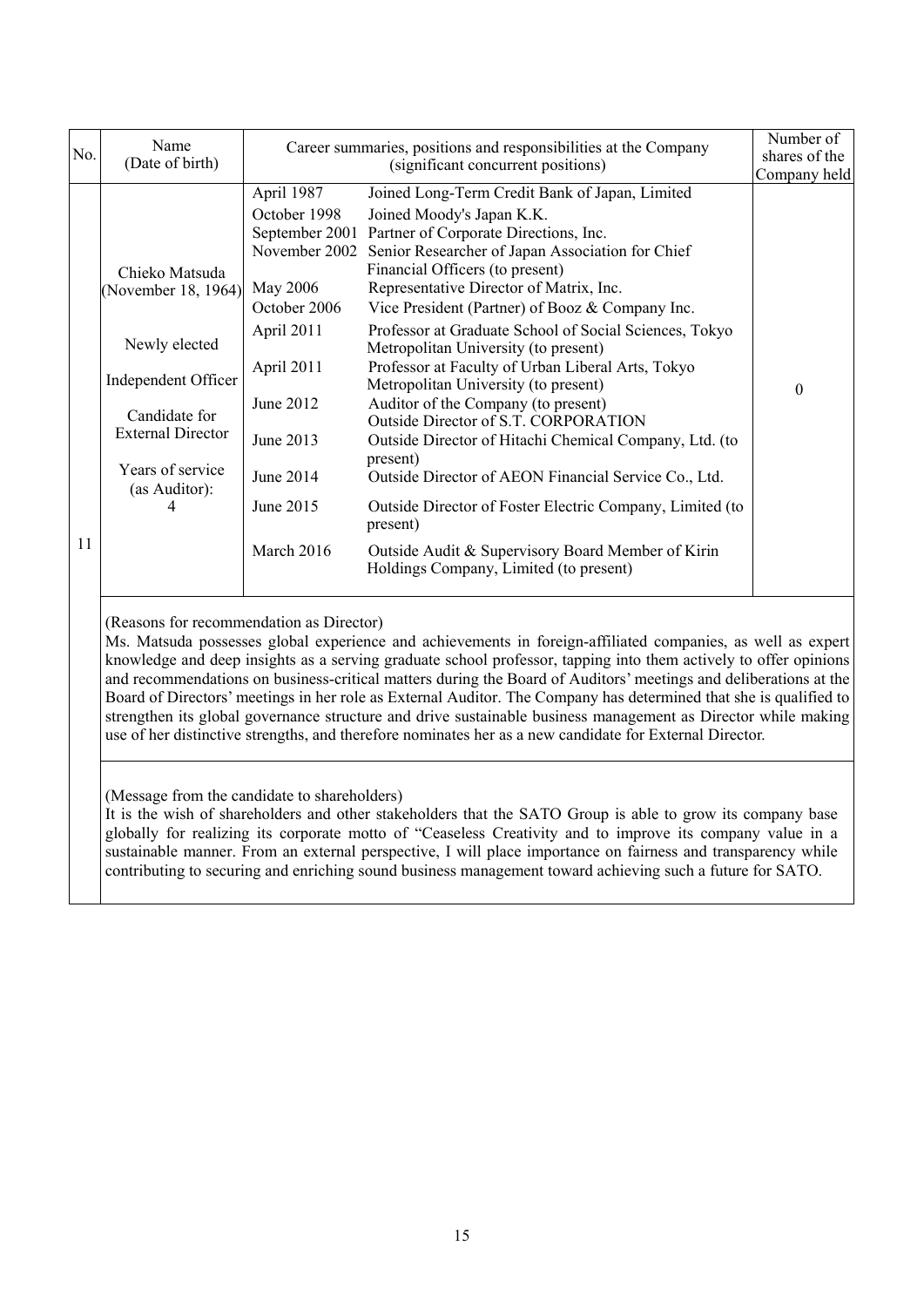| No. | Name (Date of birth) | Career summaries, positions and responsibilities at the Company (significant concurrent positions) | | Number of shares of the Company held |
|---|---|---|---|---|
| 11 | Chieko Matsuda (November 18, 1964)<br><br>Newly elected<br><br>Independent Officer<br><br>Candidate for External Director<br><br>Years of service (as Auditor): 4 | April 1987 | Joined Long-Term Credit Bank of Japan, Limited | 0 |
| | | October 1998 | Joined Moody's Japan K.K. | |
| | | September 2001 | Partner of Corporate Directions, Inc. | |
| | | November 2002 | Senior Researcher of Japan Association for Chief Financial Officers (to present) | |
| | | May 2006 | Representative Director of Matrix, Inc. | |
| | | October 2006 | Vice President (Partner) of Booz & Company Inc. | |
| | | April 2011 | Professor at Graduate School of Social Sciences, Tokyo Metropolitan University (to present) | |
| | | April 2011 | Professor at Faculty of Urban Liberal Arts, Tokyo Metropolitan University (to present) | |
| | | June 2012 | Auditor of the Company (to present)<br>Outside Director of S.T. CORPORATION | |
| | | June 2013 | Outside Director of Hitachi Chemical Company, Ltd. (to present) | |
| | | June 2014 | Outside Director of AEON Financial Service Co., Ltd. | |
| | | June 2015 | Outside Director of Foster Electric Company, Limited (to present) | |
| | | March 2016 | Outside Audit & Supervisory Board Member of Kirin Holdings Company, Limited (to present) | |

(Reasons for recommendation as Director)

Ms. Matsuda possesses global experience and achievements in foreign-affiliated companies, as well as expert knowledge and deep insights as a serving graduate school professor, tapping into them actively to offer opinions and recommendations on business-critical matters during the Board of Auditors' meetings and deliberations at the Board of Directors' meetings in her role as External Auditor. The Company has determined that she is qualified to strengthen its global governance structure and drive sustainable business management as Director while making use of her distinctive strengths, and therefore nominates her as a new candidate for External Director.

(Message from the candidate to shareholders)

It is the wish of shareholders and other stakeholders that the SATO Group is able to grow its company base globally for realizing its corporate motto of "Ceaseless Creativity and to improve its company value in a sustainable manner. From an external perspective, I will place importance on fairness and transparency while contributing to securing and enriching sound business management toward achieving such a future for SATO.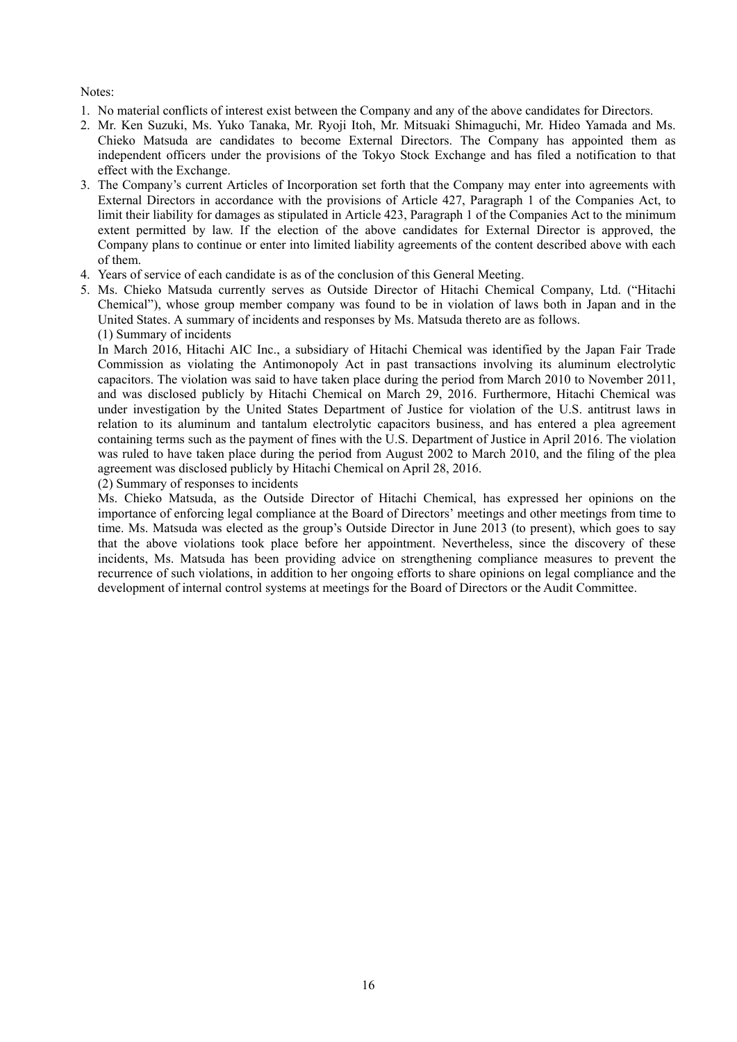Notes:

1. No material conflicts of interest exist between the Company and any of the above candidates for Directors.
2. Mr. Ken Suzuki, Ms. Yuko Tanaka, Mr. Ryoji Itoh, Mr. Mitsuaki Shimaguchi, Mr. Hideo Yamada and Ms. Chieko Matsuda are candidates to become External Directors. The Company has appointed them as independent officers under the provisions of the Tokyo Stock Exchange and has filed a notification to that effect with the Exchange.
3. The Company's current Articles of Incorporation set forth that the Company may enter into agreements with External Directors in accordance with the provisions of Article 427, Paragraph 1 of the Companies Act, to limit their liability for damages as stipulated in Article 423, Paragraph 1 of the Companies Act to the minimum extent permitted by law. If the election of the above candidates for External Director is approved, the Company plans to continue or enter into limited liability agreements of the content described above with each of them.
4. Years of service of each candidate is as of the conclusion of this General Meeting.
5. Ms. Chieko Matsuda currently serves as Outside Director of Hitachi Chemical Company, Ltd. ("Hitachi Chemical"), whose group member company was found to be in violation of laws both in Japan and in the United States. A summary of incidents and responses by Ms. Matsuda thereto are as follows.

   (1) Summary of incidents

   In March 2016, Hitachi AIC Inc., a subsidiary of Hitachi Chemical was identified by the Japan Fair Trade Commission as violating the Antimonopoly Act in past transactions involving its aluminum electrolytic capacitors. The violation was said to have taken place during the period from March 2010 to November 2011, and was disclosed publicly by Hitachi Chemical on March 29, 2016. Furthermore, Hitachi Chemical was under investigation by the United States Department of Justice for violation of the U.S. antitrust laws in relation to its aluminum and tantalum electrolytic capacitors business, and has entered a plea agreement containing terms such as the payment of fines with the U.S. Department of Justice in April 2016. The violation was ruled to have taken place during the period from August 2002 to March 2010, and the filing of the plea agreement was disclosed publicly by Hitachi Chemical on April 28, 2016.

   (2) Summary of responses to incidents

   Ms. Chieko Matsuda, as the Outside Director of Hitachi Chemical, has expressed her opinions on the importance of enforcing legal compliance at the Board of Directors' meetings and other meetings from time to time. Ms. Matsuda was elected as the group's Outside Director in June 2013 (to present), which goes to say that the above violations took place before her appointment. Nevertheless, since the discovery of these incidents, Ms. Matsuda has been providing advice on strengthening compliance measures to prevent the recurrence of such violations, in addition to her ongoing efforts to share opinions on legal compliance and the development of internal control systems at meetings for the Board of Directors or the Audit Committee.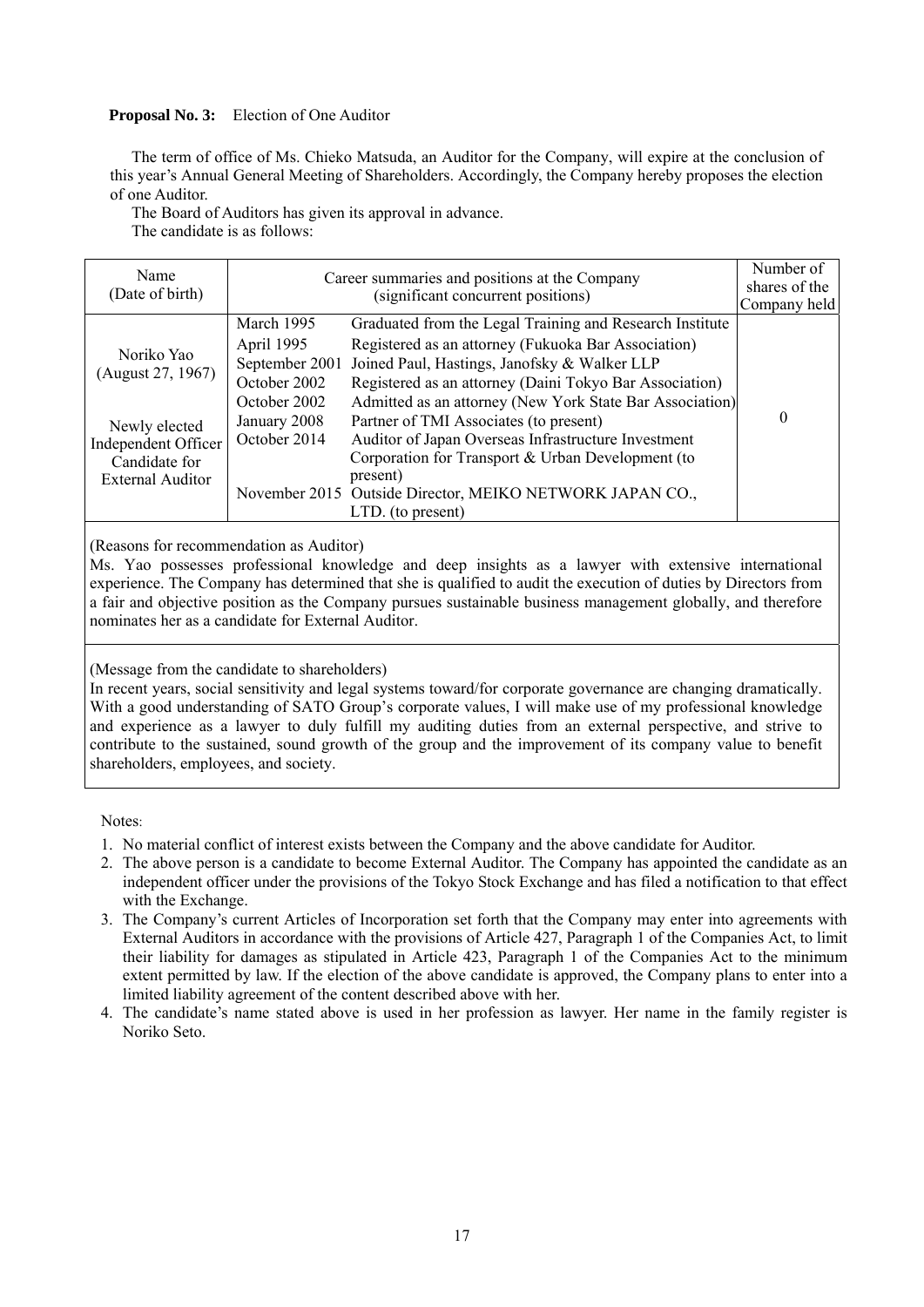**Proposal No. 3:** Election of One Auditor

The term of office of Ms. Chieko Matsuda, an Auditor for the Company, will expire at the conclusion of this year's Annual General Meeting of Shareholders. Accordingly, the Company hereby proposes the election of one Auditor.

The Board of Auditors has given its approval in advance.

The candidate is as follows:

| Name (Date of birth) | Career summaries and positions at the Company (significant concurrent positions) | | Number of shares of the Company held |
|---|---|---|---|
| Noriko Yao (August 27, 1967)<br><br>Newly elected Independent Officer Candidate for External Auditor | March 1995<br>April 1995<br>September 2001<br>October 2002<br>October 2002<br>January 2008<br>October 2014<br><br><br>November 2015 | Graduated from the Legal Training and Research Institute<br>Registered as an attorney (Fukuoka Bar Association)<br>Joined Paul, Hastings, Janofsky & Walker LLP<br>Registered as an attorney (Daini Tokyo Bar Association)<br>Admitted as an attorney (New York State Bar Association)<br>Partner of TMI Associates (to present)<br>Auditor of Japan Overseas Infrastructure Investment Corporation for Transport & Urban Development (to present)<br>Outside Director, MEIKO NETWORK JAPAN CO., LTD. (to present) | 0 |
| (Reasons for recommendation as Auditor)<br>Ms. Yao possesses professional knowledge and deep insights as a lawyer with extensive international experience. The Company has determined that she is qualified to audit the execution of duties by Directors from a fair and objective position as the Company pursues sustainable business management globally, and therefore nominates her as a candidate for External Auditor. | | | |
| (Message from the candidate to shareholders)<br>In recent years, social sensitivity and legal systems toward/for corporate governance are changing dramatically. With a good understanding of SATO Group's corporate values, I will make use of my professional knowledge and experience as a lawyer to duly fulfill my auditing duties from an external perspective, and strive to contribute to the sustained, sound growth of the group and the improvement of its company value to benefit shareholders, employees, and society. | | | |

Notes:

1. No material conflict of interest exists between the Company and the above candidate for Auditor.
2. The above person is a candidate to become External Auditor. The Company has appointed the candidate as an independent officer under the provisions of the Tokyo Stock Exchange and has filed a notification to that effect with the Exchange.
3. The Company's current Articles of Incorporation set forth that the Company may enter into agreements with External Auditors in accordance with the provisions of Article 427, Paragraph 1 of the Companies Act, to limit their liability for damages as stipulated in Article 423, Paragraph 1 of the Companies Act to the minimum extent permitted by law. If the election of the above candidate is approved, the Company plans to enter into a limited liability agreement of the content described above with her.
4. The candidate's name stated above is used in her profession as lawyer. Her name in the family register is Noriko Seto.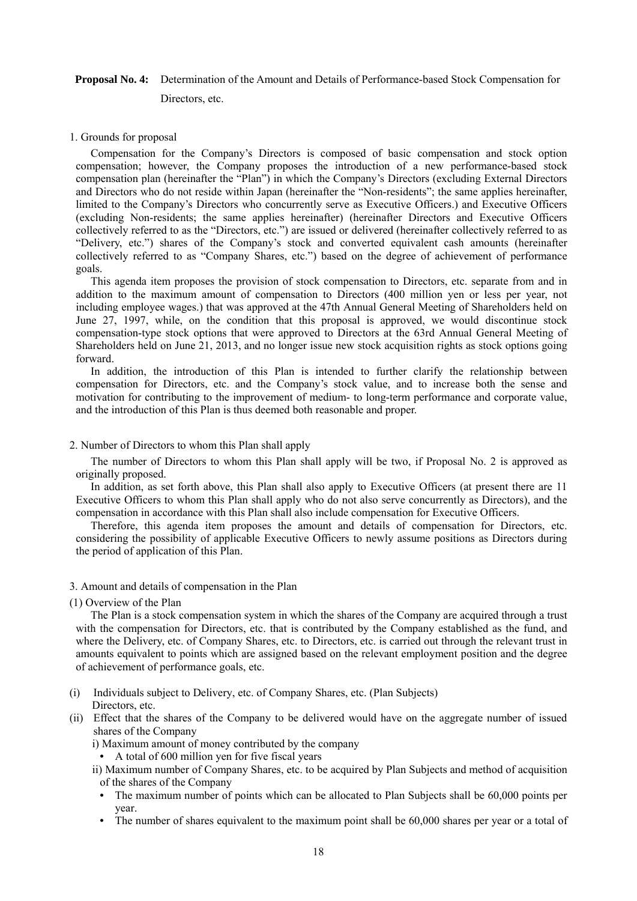**Proposal No. 4:** Determination of the Amount and Details of Performance-based Stock Compensation for Directors, etc.

1. Grounds for proposal

Compensation for the Company's Directors is composed of basic compensation and stock option compensation; however, the Company proposes the introduction of a new performance-based stock compensation plan (hereinafter the "Plan") in which the Company's Directors (excluding External Directors and Directors who do not reside within Japan (hereinafter the "Non-residents"; the same applies hereinafter, limited to the Company's Directors who concurrently serve as Executive Officers.) and Executive Officers (excluding Non-residents; the same applies hereinafter) (hereinafter Directors and Executive Officers collectively referred to as the "Directors, etc.") are issued or delivered (hereinafter collectively referred to as "Delivery, etc.") shares of the Company's stock and converted equivalent cash amounts (hereinafter collectively referred to as "Company Shares, etc.") based on the degree of achievement of performance goals.

This agenda item proposes the provision of stock compensation to Directors, etc. separate from and in addition to the maximum amount of compensation to Directors (400 million yen or less per year, not including employee wages.) that was approved at the 47th Annual General Meeting of Shareholders held on June 27, 1997, while, on the condition that this proposal is approved, we would discontinue stock compensation-type stock options that were approved to Directors at the 63rd Annual General Meeting of Shareholders held on June 21, 2013, and no longer issue new stock acquisition rights as stock options going forward.

In addition, the introduction of this Plan is intended to further clarify the relationship between compensation for Directors, etc. and the Company's stock value, and to increase both the sense and motivation for contributing to the improvement of medium- to long-term performance and corporate value, and the introduction of this Plan is thus deemed both reasonable and proper.

2. Number of Directors to whom this Plan shall apply

The number of Directors to whom this Plan shall apply will be two, if Proposal No. 2 is approved as originally proposed.

In addition, as set forth above, this Plan shall also apply to Executive Officers (at present there are 11 Executive Officers to whom this Plan shall apply who do not also serve concurrently as Directors), and the compensation in accordance with this Plan shall also include compensation for Executive Officers.

Therefore, this agenda item proposes the amount and details of compensation for Directors, etc. considering the possibility of applicable Executive Officers to newly assume positions as Directors during the period of application of this Plan.

3. Amount and details of compensation in the Plan

(1) Overview of the Plan

The Plan is a stock compensation system in which the shares of the Company are acquired through a trust with the compensation for Directors, etc. that is contributed by the Company established as the fund, and where the Delivery, etc. of Company Shares, etc. to Directors, etc. is carried out through the relevant trust in amounts equivalent to points which are assigned based on the relevant employment position and the degree of achievement of performance goals, etc.

(i) Individuals subject to Delivery, etc. of Company Shares, etc. (Plan Subjects)
Directors, etc.

(ii) Effect that the shares of the Company to be delivered would have on the aggregate number of issued shares of the Company

i) Maximum amount of money contributed by the company

- A total of 600 million yen for five fiscal years

ii) Maximum number of Company Shares, etc. to be acquired by Plan Subjects and method of acquisition of the shares of the Company

- The maximum number of points which can be allocated to Plan Subjects shall be 60,000 points per year.
- The number of shares equivalent to the maximum point shall be 60,000 shares per year or a total of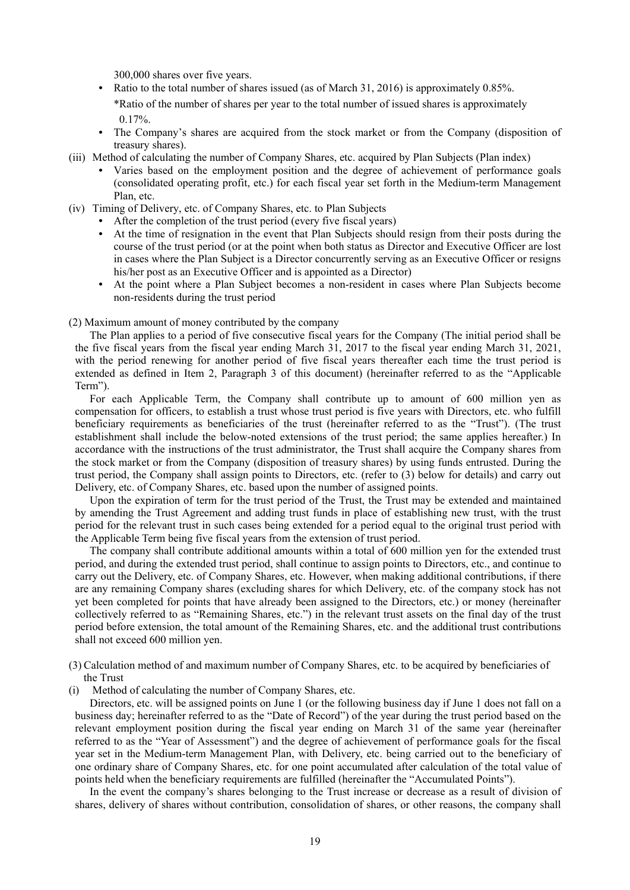300,000 shares over five years.

- Ratio to the total number of shares issued (as of March 31, 2016) is approximately 0.85%.

  *Ratio of the number of shares per year to the total number of issued shares is approximately 0.17%.

- The Company's shares are acquired from the stock market or from the Company (disposition of treasury shares).

(iii) Method of calculating the number of Company Shares, etc. acquired by Plan Subjects (Plan index)

- Varies based on the employment position and the degree of achievement of performance goals (consolidated operating profit, etc.) for each fiscal year set forth in the Medium-term Management Plan, etc.

(iv) Timing of Delivery, etc. of Company Shares, etc. to Plan Subjects

- After the completion of the trust period (every five fiscal years)
- At the time of resignation in the event that Plan Subjects should resign from their posts during the course of the trust period (or at the point when both status as Director and Executive Officer are lost in cases where the Plan Subject is a Director concurrently serving as an Executive Officer or resigns his/her post as an Executive Officer and is appointed as a Director)
- At the point where a Plan Subject becomes a non-resident in cases where Plan Subjects become non-residents during the trust period

(2) Maximum amount of money contributed by the company

The Plan applies to a period of five consecutive fiscal years for the Company (The initial period shall be the five fiscal years from the fiscal year ending March 31, 2017 to the fiscal year ending March 31, 2021, with the period renewing for another period of five fiscal years thereafter each time the trust period is extended as defined in Item 2, Paragraph 3 of this document) (hereinafter referred to as the "Applicable Term").

For each Applicable Term, the Company shall contribute up to amount of 600 million yen as compensation for officers, to establish a trust whose trust period is five years with Directors, etc. who fulfill beneficiary requirements as beneficiaries of the trust (hereinafter referred to as the "Trust"). (The trust establishment shall include the below-noted extensions of the trust period; the same applies hereafter.) In accordance with the instructions of the trust administrator, the Trust shall acquire the Company shares from the stock market or from the Company (disposition of treasury shares) by using funds entrusted. During the trust period, the Company shall assign points to Directors, etc. (refer to (3) below for details) and carry out Delivery, etc. of Company Shares, etc. based upon the number of assigned points.

Upon the expiration of term for the trust period of the Trust, the Trust may be extended and maintained by amending the Trust Agreement and adding trust funds in place of establishing new trust, with the trust period for the relevant trust in such cases being extended for a period equal to the original trust period with the Applicable Term being five fiscal years from the extension of trust period.

The company shall contribute additional amounts within a total of 600 million yen for the extended trust period, and during the extended trust period, shall continue to assign points to Directors, etc., and continue to carry out the Delivery, etc. of Company Shares, etc. However, when making additional contributions, if there are any remaining Company shares (excluding shares for which Delivery, etc. of the company stock has not yet been completed for points that have already been assigned to the Directors, etc.) or money (hereinafter collectively referred to as "Remaining Shares, etc.") in the relevant trust assets on the final day of the trust period before extension, the total amount of the Remaining Shares, etc. and the additional trust contributions shall not exceed 600 million yen.

(3) Calculation method of and maximum number of Company Shares, etc. to be acquired by beneficiaries of the Trust

(i) Method of calculating the number of Company Shares, etc.

Directors, etc. will be assigned points on June 1 (or the following business day if June 1 does not fall on a business day; hereinafter referred to as the "Date of Record") of the year during the trust period based on the relevant employment position during the fiscal year ending on March 31 of the same year (hereinafter referred to as the "Year of Assessment") and the degree of achievement of performance goals for the fiscal year set in the Medium-term Management Plan, with Delivery, etc. being carried out to the beneficiary of one ordinary share of Company Shares, etc. for one point accumulated after calculation of the total value of points held when the beneficiary requirements are fulfilled (hereinafter the "Accumulated Points").

In the event the company's shares belonging to the Trust increase or decrease as a result of division of shares, delivery of shares without contribution, consolidation of shares, or other reasons, the company shall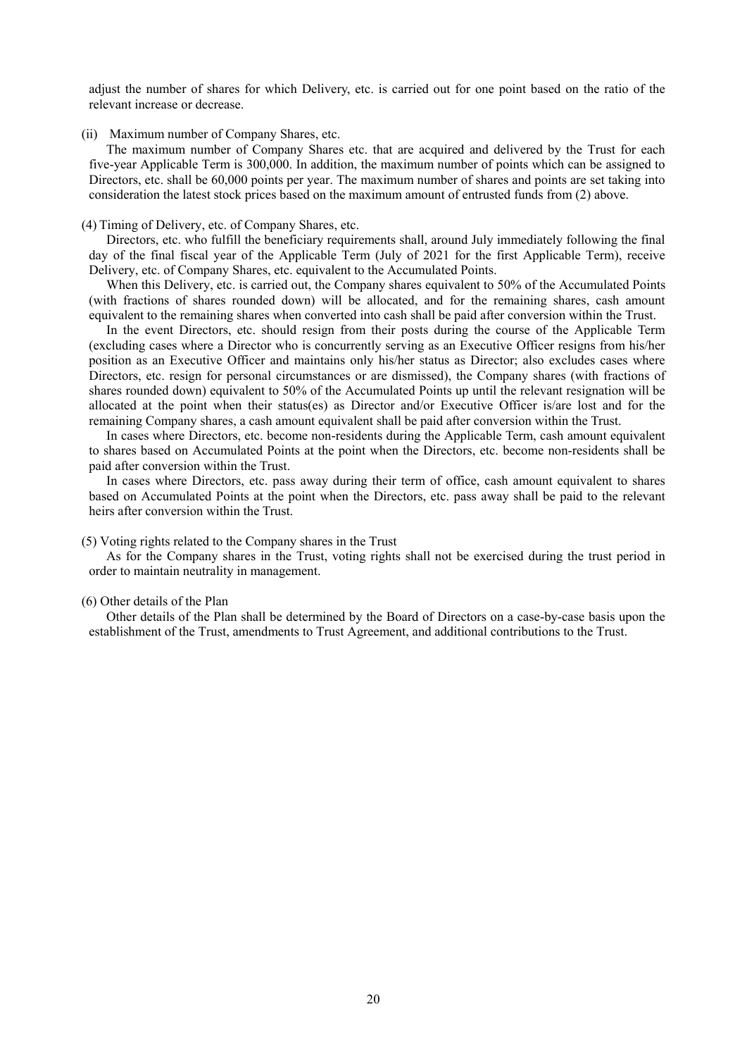adjust the number of shares for which Delivery, etc. is carried out for one point based on the ratio of the relevant increase or decrease.

(ii) Maximum number of Company Shares, etc.

The maximum number of Company Shares etc. that are acquired and delivered by the Trust for each five-year Applicable Term is 300,000. In addition, the maximum number of points which can be assigned to Directors, etc. shall be 60,000 points per year. The maximum number of shares and points are set taking into consideration the latest stock prices based on the maximum amount of entrusted funds from (2) above.

(4) Timing of Delivery, etc. of Company Shares, etc.

Directors, etc. who fulfill the beneficiary requirements shall, around July immediately following the final day of the final fiscal year of the Applicable Term (July of 2021 for the first Applicable Term), receive Delivery, etc. of Company Shares, etc. equivalent to the Accumulated Points.

When this Delivery, etc. is carried out, the Company shares equivalent to 50% of the Accumulated Points (with fractions of shares rounded down) will be allocated, and for the remaining shares, cash amount equivalent to the remaining shares when converted into cash shall be paid after conversion within the Trust.

In the event Directors, etc. should resign from their posts during the course of the Applicable Term (excluding cases where a Director who is concurrently serving as an Executive Officer resigns from his/her position as an Executive Officer and maintains only his/her status as Director; also excludes cases where Directors, etc. resign for personal circumstances or are dismissed), the Company shares (with fractions of shares rounded down) equivalent to 50% of the Accumulated Points up until the relevant resignation will be allocated at the point when their status(es) as Director and/or Executive Officer is/are lost and for the remaining Company shares, a cash amount equivalent shall be paid after conversion within the Trust.

In cases where Directors, etc. become non-residents during the Applicable Term, cash amount equivalent to shares based on Accumulated Points at the point when the Directors, etc. become non-residents shall be paid after conversion within the Trust.

In cases where Directors, etc. pass away during their term of office, cash amount equivalent to shares based on Accumulated Points at the point when the Directors, etc. pass away shall be paid to the relevant heirs after conversion within the Trust.

(5) Voting rights related to the Company shares in the Trust

As for the Company shares in the Trust, voting rights shall not be exercised during the trust period in order to maintain neutrality in management.

(6) Other details of the Plan

Other details of the Plan shall be determined by the Board of Directors on a case-by-case basis upon the establishment of the Trust, amendments to Trust Agreement, and additional contributions to the Trust.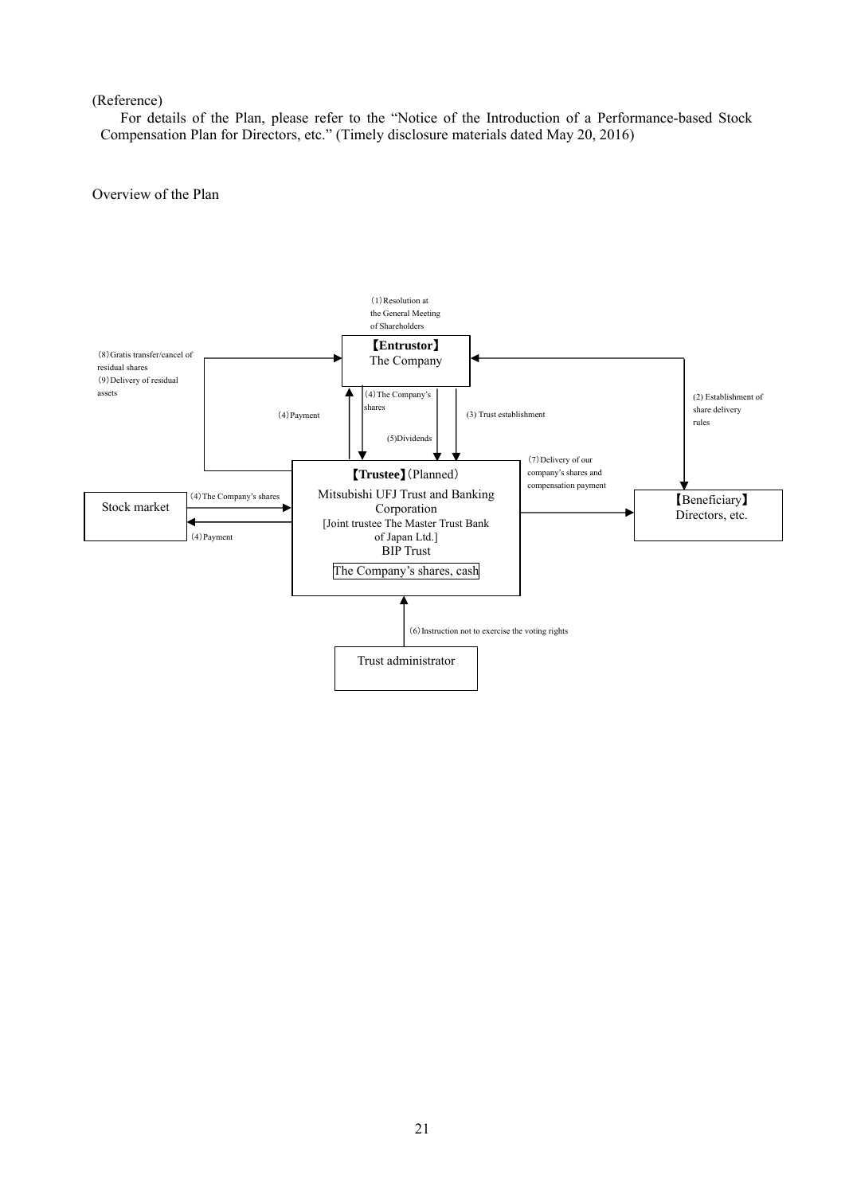(Reference)

For details of the Plan, please refer to the "Notice of the Introduction of a Performance-based Stock Compensation Plan for Directors, etc." (Timely disclosure materials dated May 20, 2016)

Overview of the Plan

(1) Resolution at the General Meeting of Shareholders

【Entrustor】
The Company

(8) Gratis transfer/cancel of residual shares
(9) Delivery of residual assets

(4) The Company's shares

(4) Payment

(3) Trust establishment

(5) Dividends

(2) Establishment of share delivery rules

(7) Delivery of our company's shares and compensation payment

【Trustee】(Planned)
Mitsubishi UFJ Trust and Banking Corporation
[Joint trustee The Master Trust Bank of Japan Ltd.]
BIP Trust

The Company's shares, cash

Stock market

(4) The Company's shares

(4) Payment

【Beneficiary】
Directors, etc.

(6) Instruction not to exercise the voting rights

Trust administrator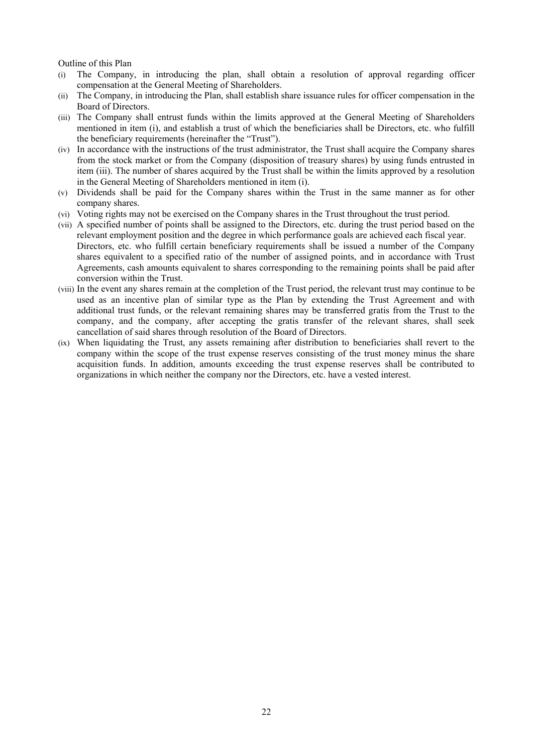Outline of this Plan

(i) The Company, in introducing the plan, shall obtain a resolution of approval regarding officer compensation at the General Meeting of Shareholders.

(ii) The Company, in introducing the Plan, shall establish share issuance rules for officer compensation in the Board of Directors.

(iii) The Company shall entrust funds within the limits approved at the General Meeting of Shareholders mentioned in item (i), and establish a trust of which the beneficiaries shall be Directors, etc. who fulfill the beneficiary requirements (hereinafter the "Trust").

(iv) In accordance with the instructions of the trust administrator, the Trust shall acquire the Company shares from the stock market or from the Company (disposition of treasury shares) by using funds entrusted in item (iii). The number of shares acquired by the Trust shall be within the limits approved by a resolution in the General Meeting of Shareholders mentioned in item (i).

(v) Dividends shall be paid for the Company shares within the Trust in the same manner as for other company shares.

(vi) Voting rights may not be exercised on the Company shares in the Trust throughout the trust period.

(vii) A specified number of points shall be assigned to the Directors, etc. during the trust period based on the relevant employment position and the degree in which performance goals are achieved each fiscal year. Directors, etc. who fulfill certain beneficiary requirements shall be issued a number of the Company shares equivalent to a specified ratio of the number of assigned points, and in accordance with Trust Agreements, cash amounts equivalent to shares corresponding to the remaining points shall be paid after conversion within the Trust.

(viii) In the event any shares remain at the completion of the Trust period, the relevant trust may continue to be used as an incentive plan of similar type as the Plan by extending the Trust Agreement and with additional trust funds, or the relevant remaining shares may be transferred gratis from the Trust to the company, and the company, after accepting the gratis transfer of the relevant shares, shall seek cancellation of said shares through resolution of the Board of Directors.

(ix) When liquidating the Trust, any assets remaining after distribution to beneficiaries shall revert to the company within the scope of the trust expense reserves consisting of the trust money minus the share acquisition funds. In addition, amounts exceeding the trust expense reserves shall be contributed to organizations in which neither the company nor the Directors, etc. have a vested interest.